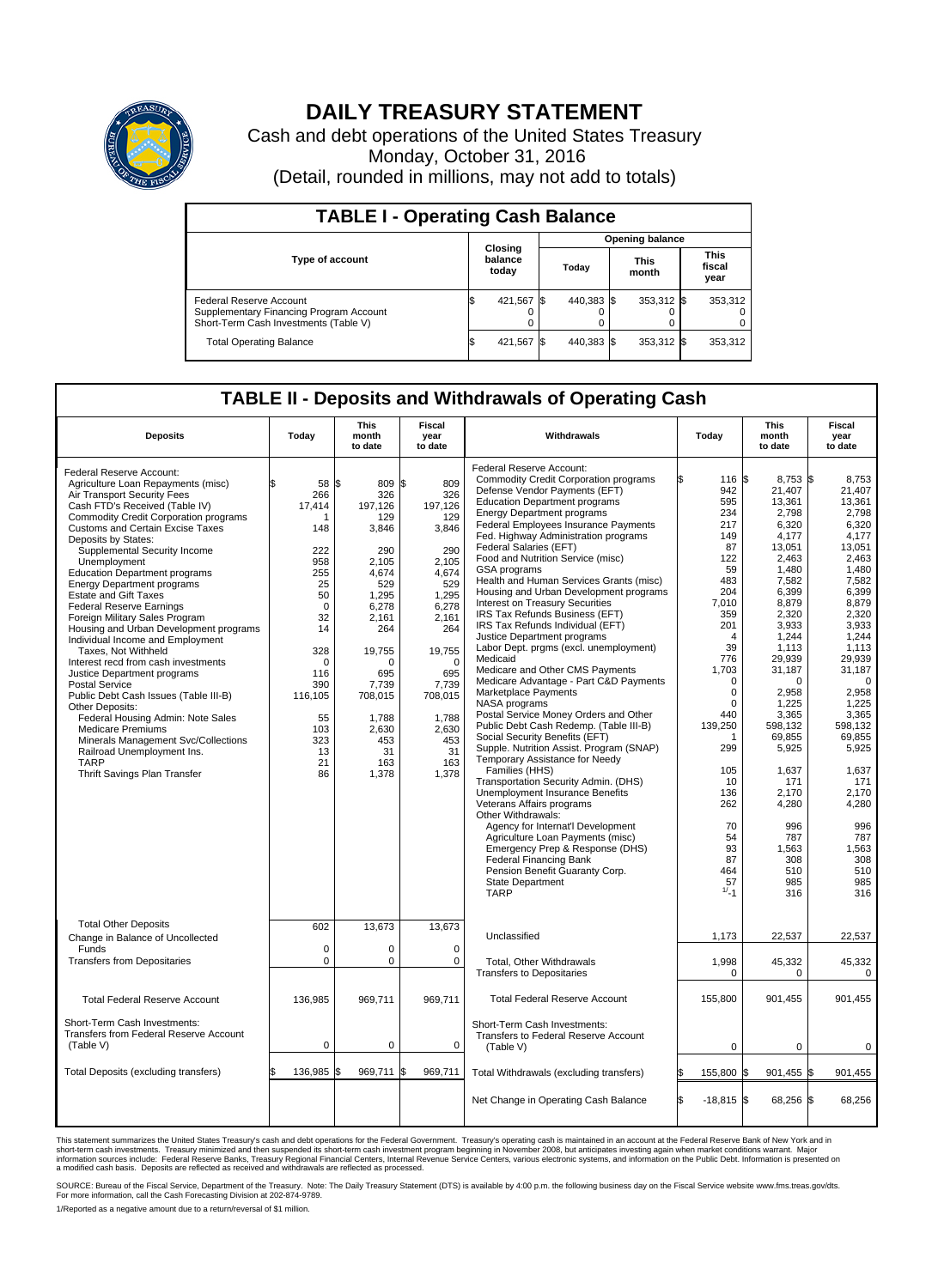# DAILY TREASURY STATEMENT

Cash and debt operations of the United States Treasury

Monday, October 31, 2016

(Detail, rounded in millions, may not add to totals)

## TABLE I - Operating Cash Balance

| Type of account | Closing balance today | Opening balance Today | Opening balance This month | Opening balance This fiscal year |
|---|---|---|---|---|
| Federal Reserve Account | $ 421,567 | $ 440,383 | $ 353,312 | $ 353,312 |
| Supplementary Financing Program Account | 0 | 0 | 0 | 0 |
| Short-Term Cash Investments (Table V) | 0 | 0 | 0 | 0 |
| Total Operating Balance | $ 421,567 | $ 440,383 | $ 353,312 | $ 353,312 |

## TABLE II - Deposits and Withdrawals of Operating Cash

| Deposits | Today | This month to date | Fiscal year to date |
|---|---|---|---|
| Federal Reserve Account: | | | |
| Agriculture Loan Repayments (misc) | $ 58 | $ 809 | $ 809 |
| Air Transport Security Fees | 266 | 326 | 326 |
| Cash FTD's Received (Table IV) | 17,414 | 197,126 | 197,126 |
| Commodity Credit Corporation programs | 1 | 129 | 129 |
| Customs and Certain Excise Taxes | 148 | 3,846 | 3,846 |
| Deposits by States: | | | |
| Supplemental Security Income | 222 | 290 | 290 |
| Unemployment | 958 | 2,105 | 2,105 |
| Education Department programs | 255 | 4,674 | 4,674 |
| Energy Department programs | 25 | 529 | 529 |
| Estate and Gift Taxes | 50 | 1,295 | 1,295 |
| Federal Reserve Earnings | 0 | 6,278 | 6,278 |
| Foreign Military Sales Program | 32 | 2,161 | 2,161 |
| Housing and Urban Development programs | 14 | 264 | 264 |
| Individual Income and Employment Taxes, Not Withheld | 328 | 19,755 | 19,755 |
| Interest recd from cash investments | 0 | 0 | 0 |
| Justice Department programs | 116 | 695 | 695 |
| Postal Service | 390 | 7,739 | 7,739 |
| Public Debt Cash Issues (Table III-B) | 116,105 | 708,015 | 708,015 |
| Other Deposits: | | | |
| Federal Housing Admin: Note Sales | 55 | 1,788 | 1,788 |
| Medicare Premiums | 103 | 2,630 | 2,630 |
| Minerals Management Svc/Collections | 323 | 453 | 453 |
| Railroad Unemployment Ins. | 13 | 31 | 31 |
| TARP | 21 | 163 | 163 |
| Thrift Savings Plan Transfer | 86 | 1,378 | 1,378 |
| Total Other Deposits | 602 | 13,673 | 13,673 |
| Change in Balance of Uncollected Funds | 0 | 0 | 0 |
| Transfers from Depositaries | 0 | 0 | 0 |
| Total Federal Reserve Account | 136,985 | 969,711 | 969,711 |
| Short-Term Cash Investments: Transfers from Federal Reserve Account (Table V) | 0 | 0 | 0 |
| Total Deposits (excluding transfers) | $ 136,985 | $ 969,711 | $ 969,711 |

| Withdrawals | Today | This month to date | Fiscal year to date |
|---|---|---|---|
| Federal Reserve Account: | | | |
| Commodity Credit Corporation programs | $ 116 | $ 8,753 | $ 8,753 |
| Defense Vendor Payments (EFT) | 942 | 21,407 | 21,407 |
| Education Department programs | 595 | 13,361 | 13,361 |
| Energy Department programs | 234 | 2,798 | 2,798 |
| Federal Employees Insurance Payments | 217 | 6,320 | 6,320 |
| Fed. Highway Administration programs | 149 | 4,177 | 4,177 |
| Federal Salaries (EFT) | 87 | 13,051 | 13,051 |
| Food and Nutrition Service (misc) | 122 | 2,463 | 2,463 |
| GSA programs | 59 | 1,480 | 1,480 |
| Health and Human Services Grants (misc) | 483 | 7,582 | 7,582 |
| Housing and Urban Development programs | 204 | 6,399 | 6,399 |
| Interest on Treasury Securities | 7,010 | 8,879 | 8,879 |
| IRS Tax Refunds Business (EFT) | 359 | 2,320 | 2,320 |
| IRS Tax Refunds Individual (EFT) | 201 | 3,933 | 3,933 |
| Justice Department programs | 4 | 1,244 | 1,244 |
| Labor Dept. prgms (excl. unemployment) | 39 | 1,113 | 1,113 |
| Medicaid | 776 | 29,939 | 29,939 |
| Medicare and Other CMS Payments | 1,703 | 31,187 | 31,187 |
| Medicare Advantage - Part C&D Payments | 0 | 0 | 0 |
| Marketplace Payments | 0 | 2,958 | 2,958 |
| NASA programs | 0 | 1,225 | 1,225 |
| Postal Service Money Orders and Other | 440 | 3,365 | 3,365 |
| Public Debt Cash Redemp. (Table III-B) | 139,250 | 598,132 | 598,132 |
| Social Security Benefits (EFT) | 1 | 69,855 | 69,855 |
| Supple. Nutrition Assist. Program (SNAP) | 299 | 5,925 | 5,925 |
| Temporary Assistance for Needy Families (HHS) | 105 | 1,637 | 1,637 |
| Transportation Security Admin. (DHS) | 10 | 171 | 171 |
| Unemployment Insurance Benefits | 136 | 2,170 | 2,170 |
| Veterans Affairs programs | 262 | 4,280 | 4,280 |
| Other Withdrawals: | | | |
| Agency for Internat'l Development | 70 | 996 | 996 |
| Agriculture Loan Payments (misc) | 54 | 787 | 787 |
| Emergency Prep & Response (DHS) | 93 | 1,563 | 1,563 |
| Federal Financing Bank | 87 | 308 | 308 |
| Pension Benefit Guaranty Corp. | 464 | 510 | 510 |
| State Department | 57 | 985 | 985 |
| TARP | [1] -1 | 316 | 316 |
| Unclassified | 1,173 | 22,537 | 22,537 |
| Total, Other Withdrawals | 1,998 | 45,332 | 45,332 |
| Transfers to Depositaries | 0 | 0 | 0 |
| Total Federal Reserve Account | 155,800 | 901,455 | 901,455 |
| Short-Term Cash Investments: Transfers to Federal Reserve Account (Table V) | 0 | 0 | 0 |
| Total Withdrawals (excluding transfers) | $ 155,800 | $ 901,455 | $ 901,455 |
| Net Change in Operating Cash Balance | $ -18,815 | $ 68,256 | $ 68,256 |

This statement summarizes the United States Treasury's cash and debt operations for the Federal Government. Treasury's operating cash is maintained in an account at the Federal Reserve Bank of New York and in short-term cash investments. Treasury minimized and then suspended its short-term cash investment program beginning in November 2008, but anticipates investing again when market conditions warrant. Major information sources include: Federal Reserve Banks, Treasury Regional Financial Centers, Internal Revenue Service Centers, various electronic systems, and information on the Public Debt. Information is presented on a modified cash basis. Deposits are reflected as received and withdrawals are reflected as processed.

SOURCE: Bureau of the Fiscal Service, Department of the Treasury. Note: The Daily Treasury Statement (DTS) is available by 4:00 p.m. the following business day on the Fiscal Service website www.fms.treas.gov/dts. For more information, call the Cash Forecasting Division at 202-874-9789.

1/Reported as a negative amount due to a return/reversal of $1 million.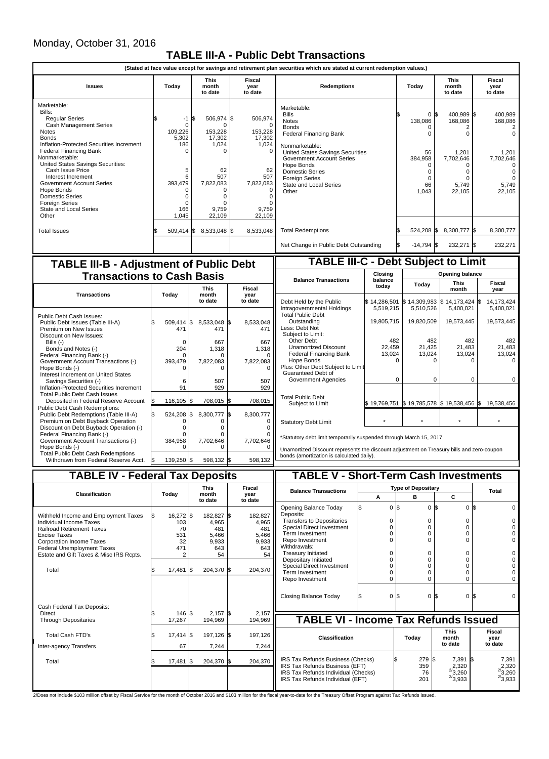Monday, October 31, 2016

# TABLE III-A - Public Debt Transactions

(Stated at face value except for savings and retirement plan securities which are stated at current redemption values.)

| Issues | Today | This month to date | Fiscal year to date | Redemptions | Today | This month to date | Fiscal year to date |
|---|---|---|---|---|---|---|---|
| Marketable: | | | | Marketable: | | | |
| Bills: | | | | Bills | $ 0 | $ 400,989 | $ 400,989 |
| Regular Series | $ -1 | $ 506,974 | $ 506,974 | Notes | 138,086 | 168,086 | 168,086 |
| Cash Management Series | 0 | 0 | 0 | Bonds | 0 | 2 | 2 |
| Notes | 109,226 | 153,228 | 153,228 | Federal Financing Bank | 0 | 0 | 0 |
| Bonds | 5,302 | 17,302 | 17,302 | | | | |
| Inflation-Protected Securities Increment | 186 | 1,024 | 1,024 | Nonmarketable: | | | |
| Federal Financing Bank | 0 | 0 | 0 | United States Savings Securities | 56 | 1,201 | 1,201 |
| Nonmarketable: | | | | Government Account Series | 384,958 | 7,702,646 | 7,702,646 |
| United States Savings Securities: | | | | Hope Bonds | 0 | 0 | 0 |
| Cash Issue Price | 5 | 62 | 62 | Domestic Series | 0 | 0 | 0 |
| Interest Increment | 6 | 507 | 507 | Foreign Series | 0 | 0 | 0 |
| Government Account Series | 393,479 | 7,822,083 | 7,822,083 | State and Local Series | 66 | 5,749 | 5,749 |
| Hope Bonds | 0 | 0 | 0 | Other | 1,043 | 22,105 | 22,105 |
| Domestic Series | 0 | 0 | 0 | | | | |
| Foreign Series | 0 | 0 | 0 | | | | |
| State and Local Series | 166 | 9,759 | 9,759 | | | | |
| Other | 1,045 | 22,109 | 22,109 | | | | |
| Total Issues | $ 509,414 | $ 8,533,048 | $ 8,533,048 | Total Redemptions | $ 524,208 | $ 8,300,777 | $ 8,300,777 |
| | | | | Net Change in Public Debt Outstanding | $ -14,794 | $ 232,271 | $ 232,271 |

# TABLE III-B - Adjustment of Public Debt Transactions to Cash Basis

| Transactions | Today | This month to date | Fiscal year to date |
|---|---|---|---|
| Public Debt Cash Issues: | | | |
| Public Debt Issues (Table III-A) | $ 509,414 | $ 8,533,048 | $ 8,533,048 |
| Premium on New Issues | 471 | 471 | 471 |
| Discount on New Issues: | | | |
| Bills (-) | 0 | 667 | 667 |
| Bonds and Notes (-) | 204 | 1,318 | 1,318 |
| Federal Financing Bank (-) | 0 | 0 | 0 |
| Government Account Transactions (-) | 393,479 | 7,822,083 | 7,822,083 |
| Hope Bonds (-) | 0 | 0 | 0 |
| Interest Increment on United States Savings Securities (-) | 6 | 507 | 507 |
| Inflation-Protected Securities Increment | 91 | 929 | 929 |
| Total Public Debt Cash Issues Deposited in Federal Reserve Account | $ 116,105 | $ 708,015 | $ 708,015 |
| Public Debt Cash Redemptions: | | | |
| Public Debt Redemptions (Table III-A) | $ 524,208 | $ 8,300,777 | $ 8,300,777 |
| Premium on Debt Buyback Operation | 0 | 0 | 0 |
| Discount on Debt Buyback Operation (-) | 0 | 0 | 0 |
| Federal Financing Bank (-) | 0 | 0 | 0 |
| Government Account Transactions (-) | 384,958 | 7,702,646 | 7,702,646 |
| Hope Bonds (-) | 0 | 0 | 0 |
| Total Public Debt Cash Redemptions Withdrawn from Federal Reserve Acct. | $ 139,250 | $ 598,132 | $ 598,132 |

# TABLE III-C - Debt Subject to Limit

| Balance Transactions | Closing balance today | Opening balance Today | Opening balance This month | Opening balance Fiscal year |
|---|---|---|---|---|
| Debt Held by the Public | $ 14,286,501 | $ 14,309,983 | $ 14,173,424 | $ 14,173,424 |
| Intragovernmental Holdings | 5,519,215 | 5,510,526 | 5,400,021 | 5,400,021 |
| Total Public Debt Outstanding | 19,805,715 | 19,820,509 | 19,573,445 | 19,573,445 |
| Less: Debt Not Subject to Limit: | | | | |
| Other Debt | 482 | 482 | 482 | 482 |
| Unamortized Discount | 22,459 | 21,425 | 21,483 | 21,483 |
| Federal Financing Bank | 13,024 | 13,024 | 13,024 | 13,024 |
| Hope Bonds | 0 | 0 | 0 | 0 |
| Plus: Other Debt Subject to Limit | | | | |
| Guaranteed Debt of Government Agencies | 0 | 0 | 0 | 0 |
| Total Public Debt Subject to Limit | $ 19,769,751 | $ 19,785,578 | $ 19,538,456 | $ 19,538,456 |
| Statutory Debt Limit | * | * | * | * |

*Statutory debt limit temporarily suspended through March 15, 2017

Unamortized Discount represents the discount adjustment on Treasury bills and zero-coupon bonds (amortization is calculated daily).

# TABLE IV - Federal Tax Deposits

| Classification | Today | This month to date | Fiscal year to date |
|---|---|---|---|
| Withheld Income and Employment Taxes | $ 16,272 | $ 182,827 | $ 182,827 |
| Individual Income Taxes | 103 | 4,965 | 4,965 |
| Railroad Retirement Taxes | 70 | 481 | 481 |
| Excise Taxes | 531 | 5,466 | 5,466 |
| Corporation Income Taxes | 32 | 9,933 | 9,933 |
| Federal Unemployment Taxes | 471 | 643 | 643 |
| Estate and Gift Taxes & Misc IRS Rcpts. | 2 | 54 | 54 |
| Total | $ 17,481 | $ 204,370 | $ 204,370 |
| Cash Federal Tax Deposits: | | | |
| Direct | $ 146 | $ 2,157 | $ 2,157 |
| Through Depositaries | 17,267 | 194,969 | 194,969 |
| Total Cash FTD's | $ 17,414 | $ 197,126 | $ 197,126 |
| Inter-agency Transfers | 67 | 7,244 | 7,244 |
| Total | $ 17,481 | $ 204,370 | $ 204,370 |

# TABLE V - Short-Term Cash Investments

| Balance Transactions | Type of Depositary A | Type of Depositary B | Type of Depositary C | Total |
|---|---|---|---|---|
| Opening Balance Today | $ 0 | $ 0 | $ 0 | $ 0 |
| Deposits: | | | | |
| Transfers to Depositaries | 0 | 0 | 0 | 0 |
| Special Direct Investment | 0 | 0 | 0 | 0 |
| Term Investment | 0 | 0 | 0 | 0 |
| Repo Investment | 0 | 0 | 0 | 0 |
| Withdrawals: | | | | |
| Treasury Initiated | 0 | 0 | 0 | 0 |
| Depositary Initiated | 0 | 0 | 0 | 0 |
| Special Direct Investment | 0 | 0 | 0 | 0 |
| Term Investment | 0 | 0 | 0 | 0 |
| Repo Investment | 0 | 0 | 0 | 0 |
| Closing Balance Today | $ 0 | $ 0 | $ 0 | $ 0 |

# TABLE VI - Income Tax Refunds Issued

| Classification | Today | This month to date | Fiscal year to date |
|---|---|---|---|
| IRS Tax Refunds Business (Checks) | $ 279 | $ 7,391 | $ 7,391 |
| IRS Tax Refunds Business (EFT) | 359 | 2,320 | 2,320 |
| IRS Tax Refunds Individual (Checks) | 76 | [2/] 3,260 | [2/] 3,260 |
| IRS Tax Refunds Individual (EFT) | 201 | [2/] 3,933 | [2/] 3,933 |

2/Does not include $103 million offset by Fiscal Service for the month of October 2016 and $103 million for the fiscal year-to-date for the Treasury Offset Program against Tax Refunds issued.